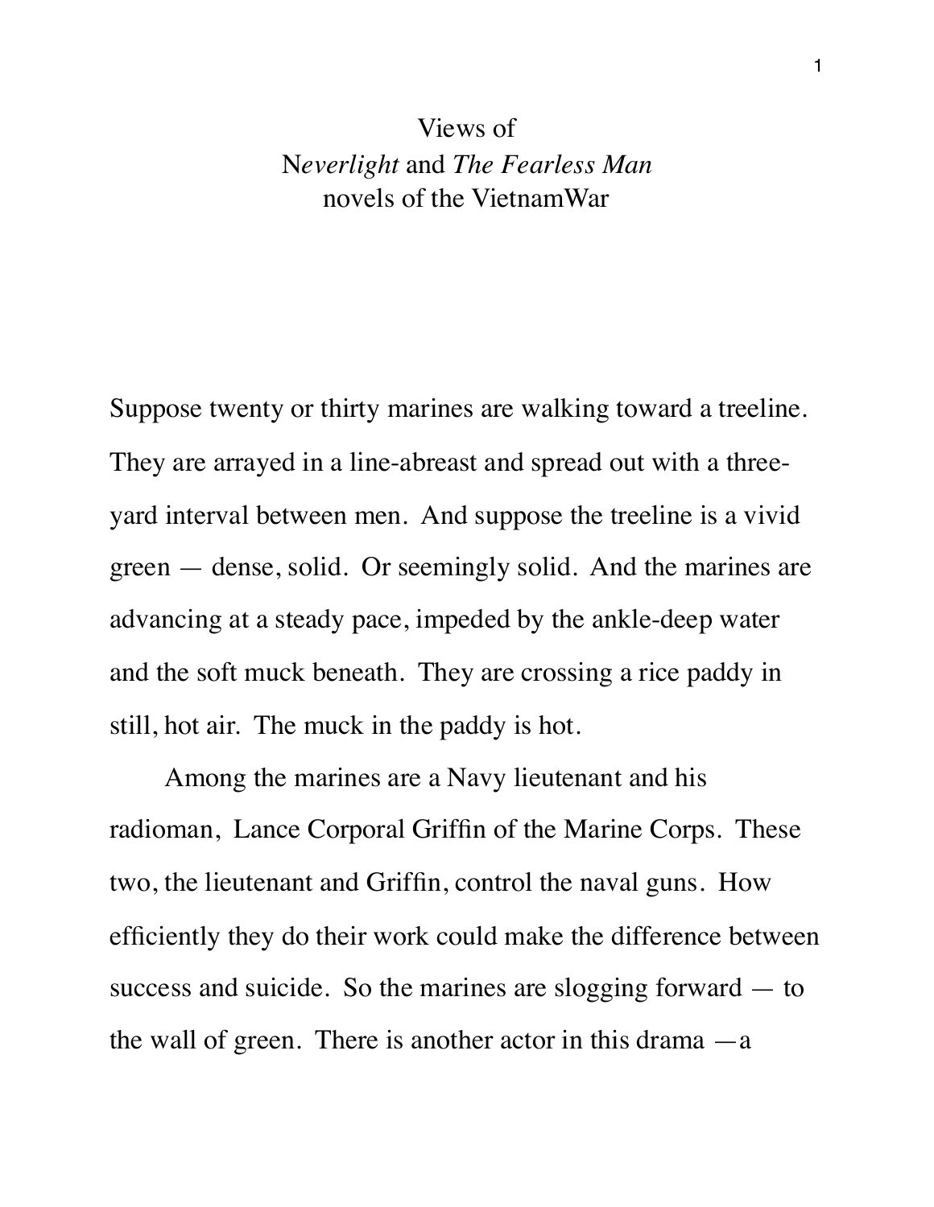# Views of N*everlight* and *The Fearless Man* novels of the VietnamWar

Suppose twenty or thirty marines are walking toward a treeline. They are arrayed in a line-abreast and spread out with a three-yard interval between men. And suppose the treeline is a vivid green — dense, solid. Or seemingly solid. And the marines are advancing at a steady pace, impeded by the ankle-deep water and the soft muck beneath. They are crossing a rice paddy in still, hot air. The muck in the paddy is hot.

Among the marines are a Navy lieutenant and his radioman, Lance Corporal Griffin of the Marine Corps. These two, the lieutenant and Griffin, control the naval guns. How efficiently they do their work could make the difference between success and suicide. So the marines are slogging forward — to the wall of green. There is another actor in this drama —a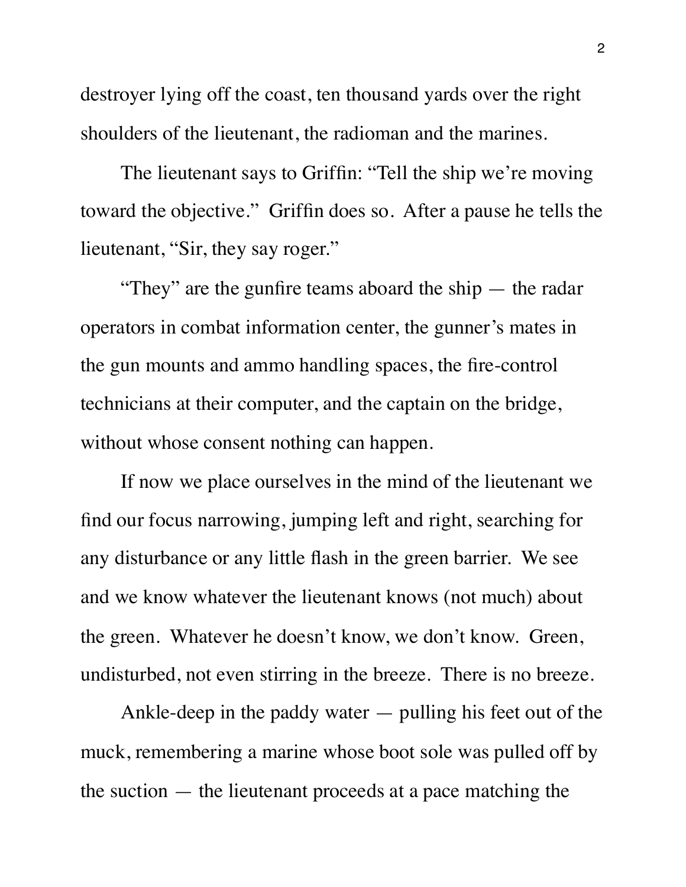destroyer lying off the coast, ten thousand yards over the right shoulders of the lieutenant, the radioman and the marines.

The lieutenant says to Griffin: "Tell the ship we're moving toward the objective." Griffin does so. After a pause he tells the lieutenant, "Sir, they say roger."

"They" are the gunfire teams aboard the ship — the radar operators in combat information center, the gunner's mates in the gun mounts and ammo handling spaces, the fire-control technicians at their computer, and the captain on the bridge, without whose consent nothing can happen.

If now we place ourselves in the mind of the lieutenant we find our focus narrowing, jumping left and right, searching for any disturbance or any little flash in the green barrier. We see and we know whatever the lieutenant knows (not much) about the green. Whatever he doesn't know, we don't know. Green, undisturbed, not even stirring in the breeze. There is no breeze.

Ankle-deep in the paddy water — pulling his feet out of the muck, remembering a marine whose boot sole was pulled off by the suction — the lieutenant proceeds at a pace matching the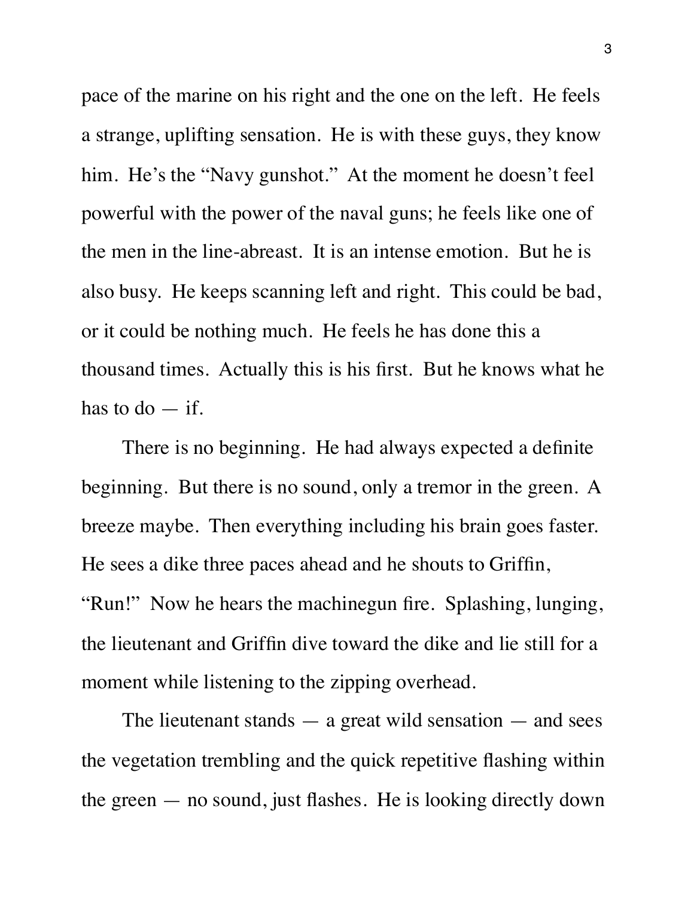pace of the marine on his right and the one on the left. He feels a strange, uplifting sensation. He is with these guys, they know him. He's the "Navy gunshot." At the moment he doesn't feel powerful with the power of the naval guns; he feels like one of the men in the line-abreast. It is an intense emotion. But he is also busy. He keeps scanning left and right. This could be bad, or it could be nothing much. He feels he has done this a thousand times. Actually this is his first. But he knows what he has to do — if.

There is no beginning. He had always expected a definite beginning. But there is no sound, only a tremor in the green. A breeze maybe. Then everything including his brain goes faster. He sees a dike three paces ahead and he shouts to Griffin, "Run!" Now he hears the machinegun fire. Splashing, lunging, the lieutenant and Griffin dive toward the dike and lie still for a moment while listening to the zipping overhead.

The lieutenant stands — a great wild sensation — and sees the vegetation trembling and the quick repetitive flashing within the green — no sound, just flashes. He is looking directly down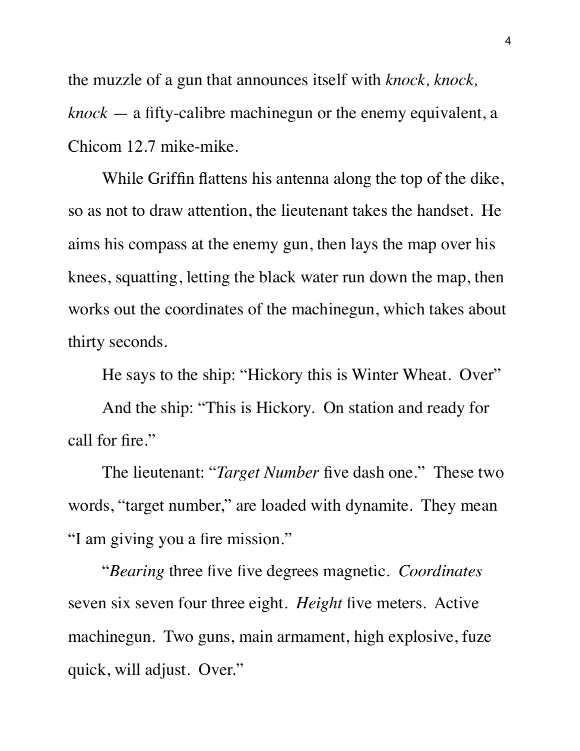the muzzle of a gun that announces itself with *knock, knock, knock* — a fifty-calibre machinegun or the enemy equivalent, a Chicom 12.7 mike-mike.

While Griffin flattens his antenna along the top of the dike, so as not to draw attention, the lieutenant takes the handset. He aims his compass at the enemy gun, then lays the map over his knees, squatting, letting the black water run down the map, then works out the coordinates of the machinegun, which takes about thirty seconds.

He says to the ship: "Hickory this is Winter Wheat. Over"

And the ship: "This is Hickory. On station and ready for call for fire."

The lieutenant: "*Target Number* five dash one." These two words, "target number," are loaded with dynamite. They mean "I am giving you a fire mission."

"*Bearing* three five five degrees magnetic. *Coordinates* seven six seven four three eight. *Height* five meters. Active machinegun. Two guns, main armament, high explosive, fuze quick, will adjust. Over."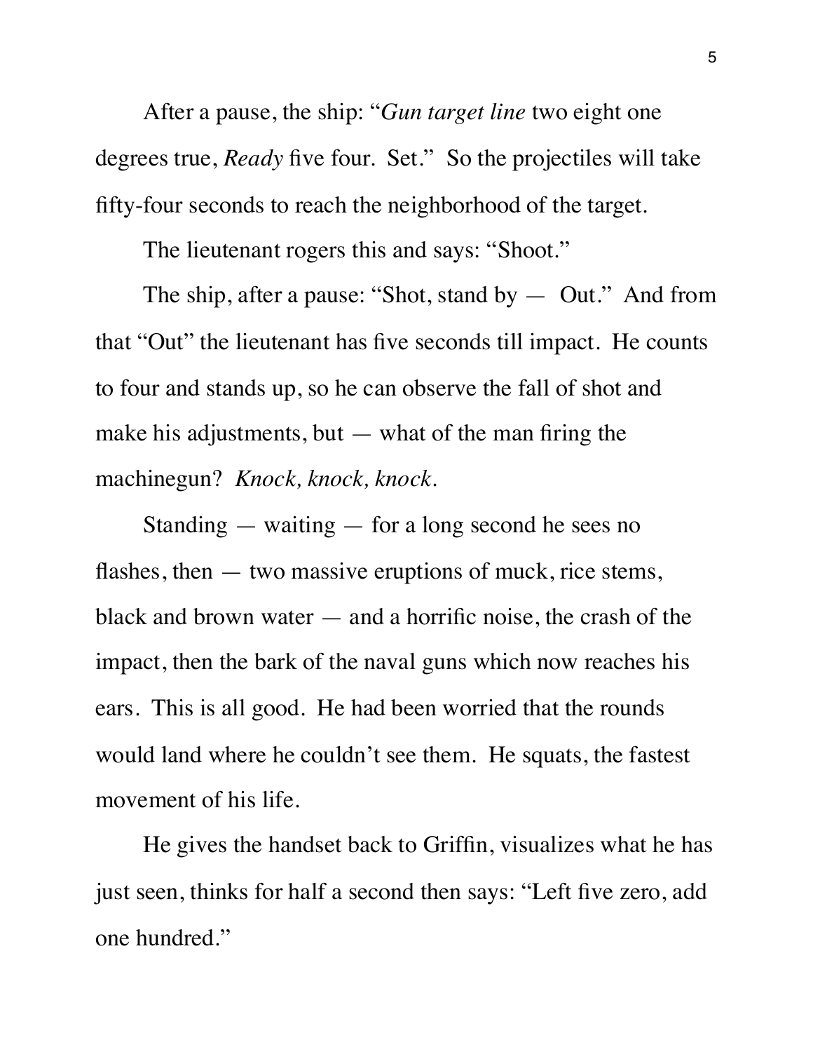After a pause, the ship: "*Gun target line* two eight one degrees true, *Ready* five four. Set." So the projectiles will take fifty-four seconds to reach the neighborhood of the target.

The lieutenant rogers this and says: "Shoot."

The ship, after a pause: "Shot, stand by — Out." And from that "Out" the lieutenant has five seconds till impact. He counts to four and stands up, so he can observe the fall of shot and make his adjustments, but — what of the man firing the machinegun? *Knock, knock, knock.*

Standing — waiting — for a long second he sees no flashes, then — two massive eruptions of muck, rice stems, black and brown water — and a horrific noise, the crash of the impact, then the bark of the naval guns which now reaches his ears. This is all good. He had been worried that the rounds would land where he couldn't see them. He squats, the fastest movement of his life.

He gives the handset back to Griffin, visualizes what he has just seen, thinks for half a second then says: "Left five zero, add one hundred."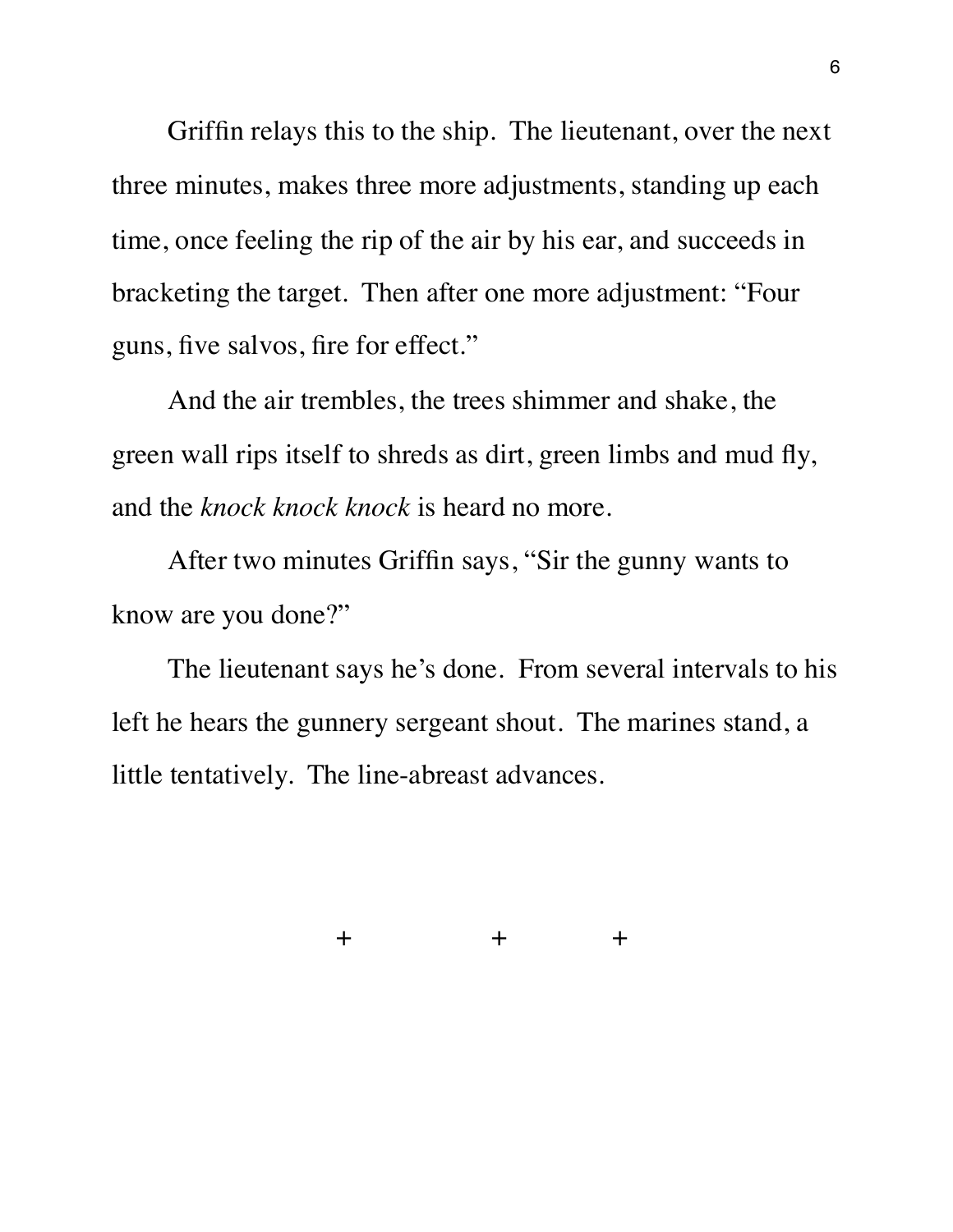Griffin relays this to the ship. The lieutenant, over the next three minutes, makes three more adjustments, standing up each time, once feeling the rip of the air by his ear, and succeeds in bracketing the target. Then after one more adjustment: “Four guns, five salvos, fire for effect.”

And the air trembles, the trees shimmer and shake, the green wall rips itself to shreds as dirt, green limbs and mud fly, and the *knock knock knock* is heard no more.

After two minutes Griffin says, “Sir the gunny wants to know are you done?”

The lieutenant says he’s done. From several intervals to his left he hears the gunnery sergeant shout. The marines stand, a little tentatively. The line-abreast advances.

+ + +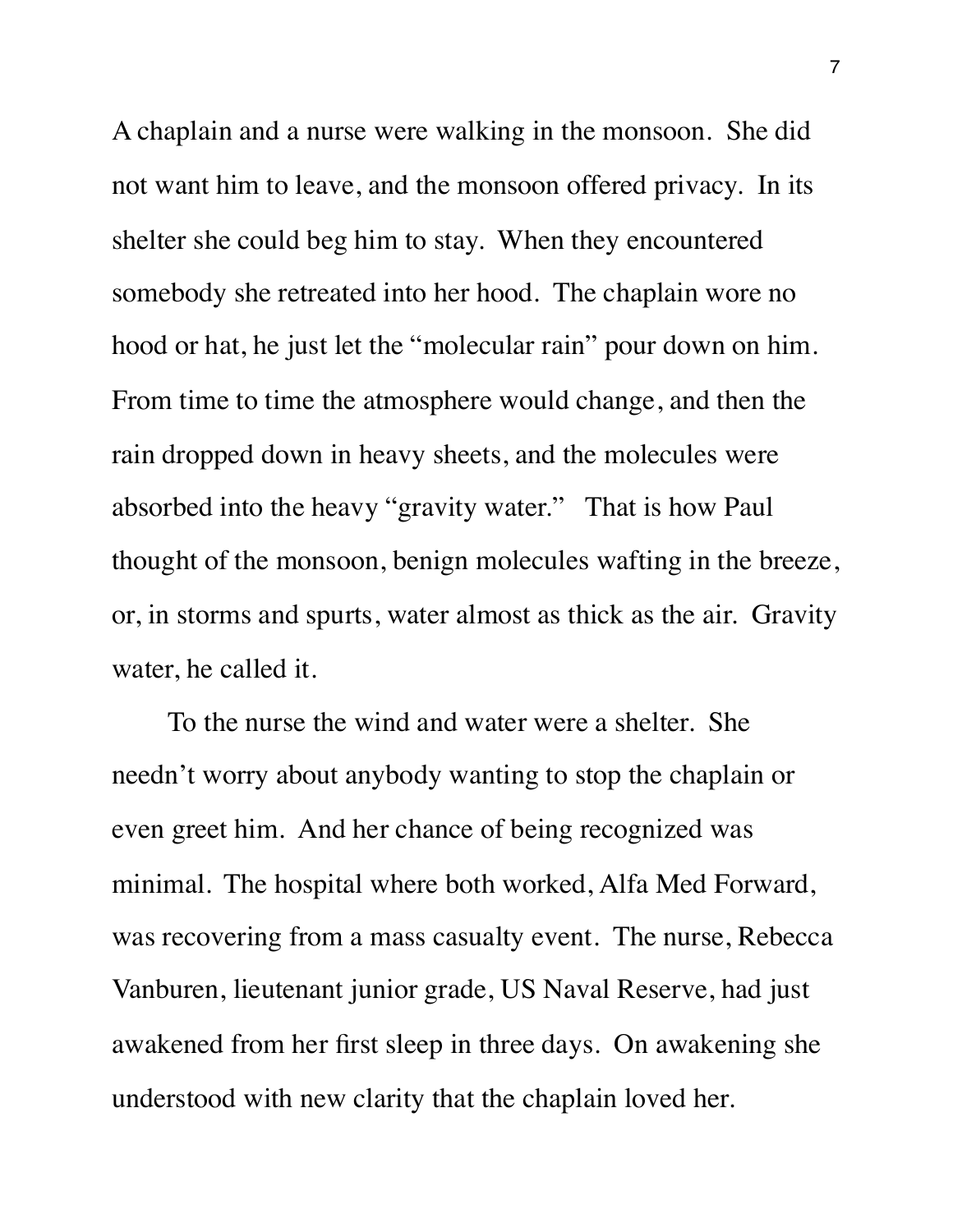A chaplain and a nurse were walking in the monsoon. She did not want him to leave, and the monsoon offered privacy. In its shelter she could beg him to stay. When they encountered somebody she retreated into her hood. The chaplain wore no hood or hat, he just let the "molecular rain" pour down on him. From time to time the atmosphere would change, and then the rain dropped down in heavy sheets, and the molecules were absorbed into the heavy "gravity water." That is how Paul thought of the monsoon, benign molecules wafting in the breeze, or, in storms and spurts, water almost as thick as the air. Gravity water, he called it.

To the nurse the wind and water were a shelter. She needn't worry about anybody wanting to stop the chaplain or even greet him. And her chance of being recognized was minimal. The hospital where both worked, Alfa Med Forward, was recovering from a mass casualty event. The nurse, Rebecca Vanburen, lieutenant junior grade, US Naval Reserve, had just awakened from her first sleep in three days. On awakening she understood with new clarity that the chaplain loved her.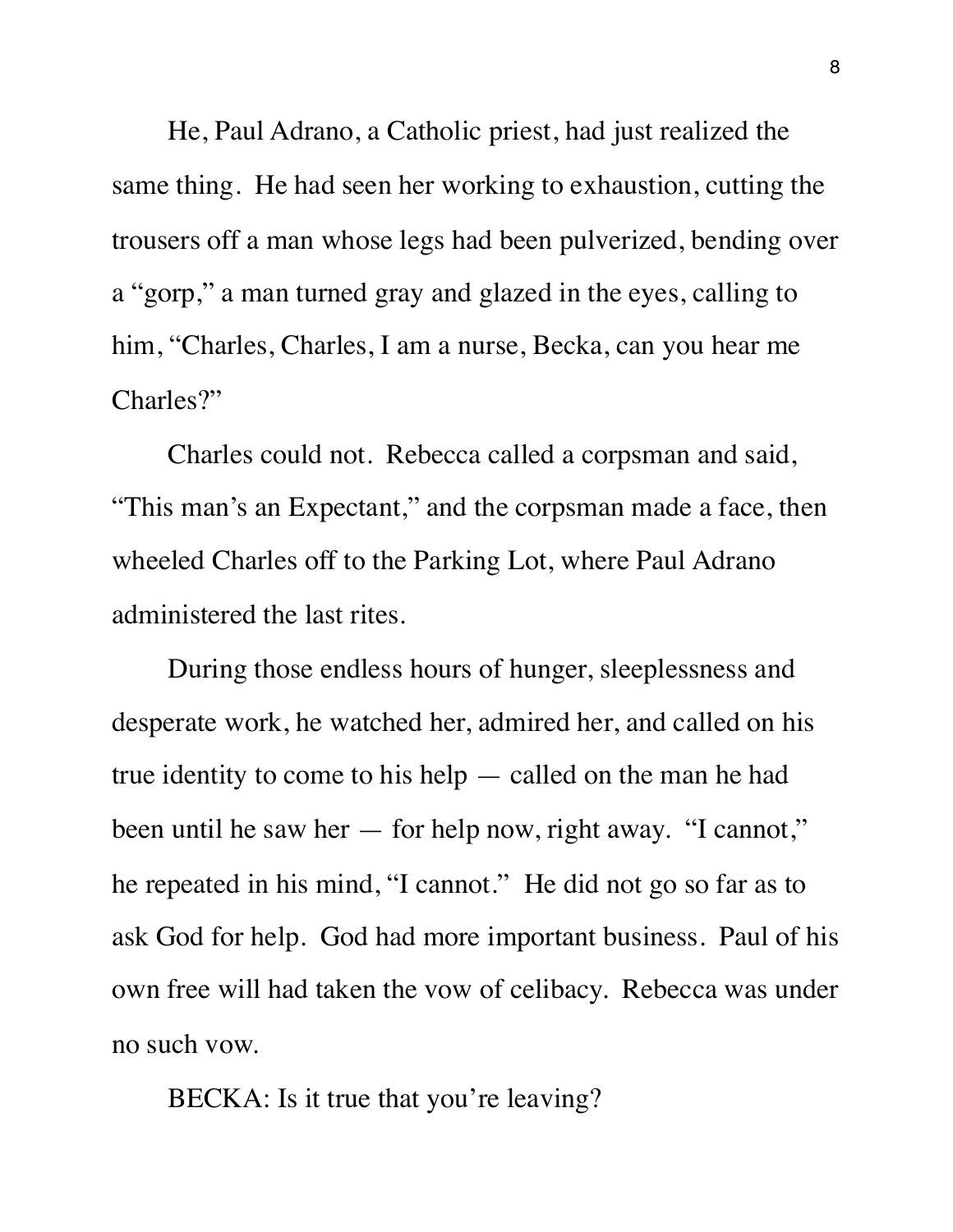He, Paul Adrano, a Catholic priest, had just realized the same thing. He had seen her working to exhaustion, cutting the trousers off a man whose legs had been pulverized, bending over a "gorp," a man turned gray and glazed in the eyes, calling to him, "Charles, Charles, I am a nurse, Becka, can you hear me Charles?"

Charles could not. Rebecca called a corpsman and said, "This man's an Expectant," and the corpsman made a face, then wheeled Charles off to the Parking Lot, where Paul Adrano administered the last rites.

During those endless hours of hunger, sleeplessness and desperate work, he watched her, admired her, and called on his true identity to come to his help — called on the man he had been until he saw her — for help now, right away. "I cannot," he repeated in his mind, "I cannot." He did not go so far as to ask God for help. God had more important business. Paul of his own free will had taken the vow of celibacy. Rebecca was under no such vow.

BECKA: Is it true that you're leaving?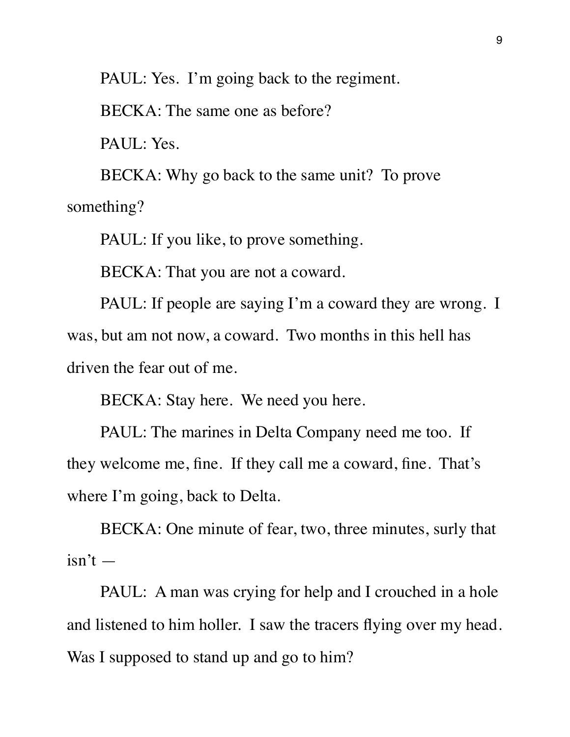PAUL: Yes. I'm going back to the regiment.

BECKA: The same one as before?

PAUL: Yes.

BECKA: Why go back to the same unit? To prove something?

PAUL: If you like, to prove something.

BECKA: That you are not a coward.

PAUL: If people are saying I'm a coward they are wrong. I was, but am not now, a coward. Two months in this hell has driven the fear out of me.

BECKA: Stay here. We need you here.

PAUL: The marines in Delta Company need me too. If they welcome me, fine. If they call me a coward, fine. That's where I'm going, back to Delta.

BECKA: One minute of fear, two, three minutes, surly that isn't —

PAUL: A man was crying for help and I crouched in a hole and listened to him holler. I saw the tracers flying over my head. Was I supposed to stand up and go to him?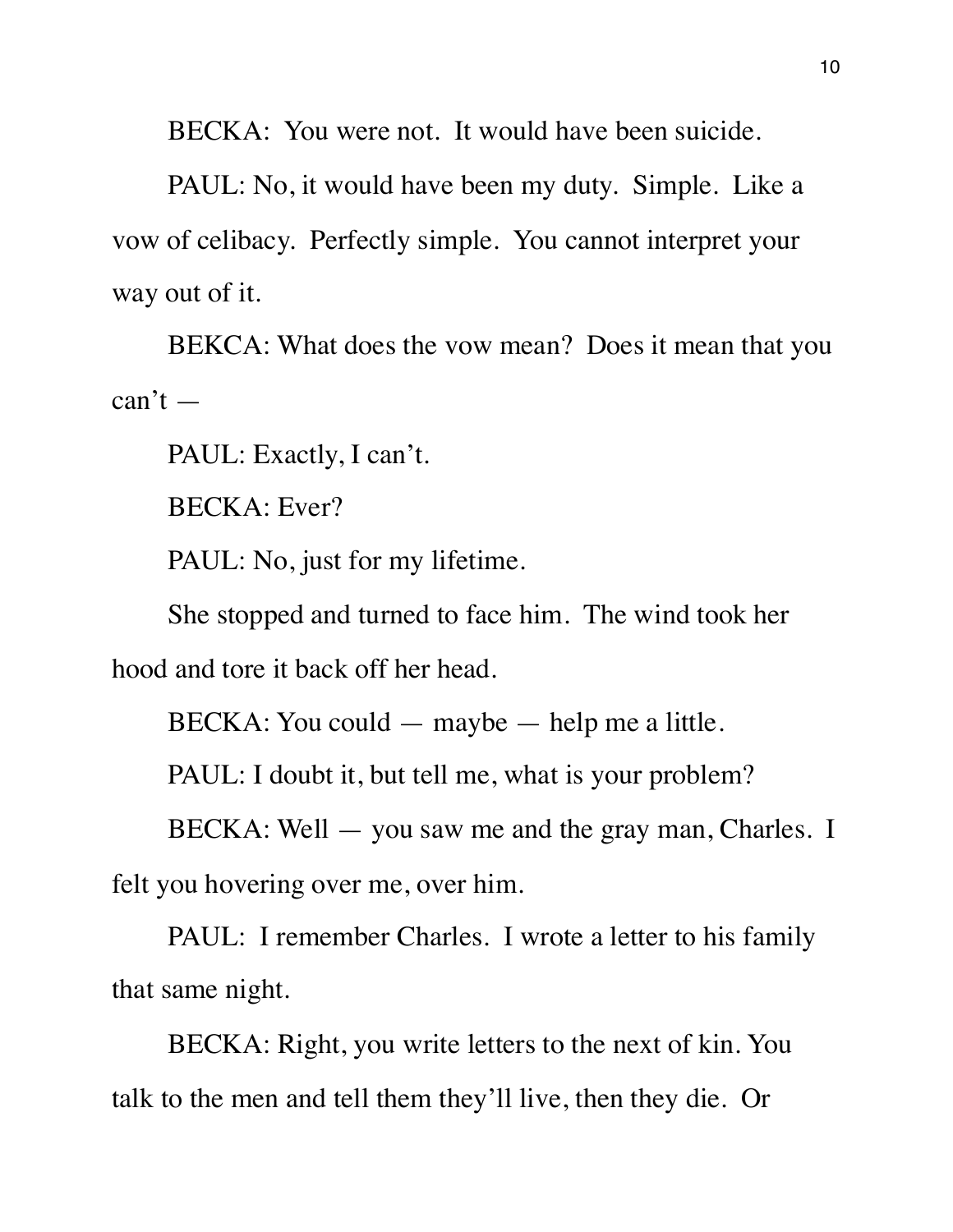BECKA: You were not. It would have been suicide.

PAUL: No, it would have been my duty. Simple. Like a vow of celibacy. Perfectly simple. You cannot interpret your way out of it.

BEKCA: What does the vow mean? Does it mean that you can't —

PAUL: Exactly, I can't.

BECKA: Ever?

PAUL: No, just for my lifetime.

She stopped and turned to face him. The wind took her hood and tore it back off her head.

BECKA: You could — maybe — help me a little.

PAUL: I doubt it, but tell me, what is your problem?

BECKA: Well — you saw me and the gray man, Charles. I felt you hovering over me, over him.

PAUL: I remember Charles. I wrote a letter to his family that same night.

BECKA: Right, you write letters to the next of kin. You talk to the men and tell them they'll live, then they die. Or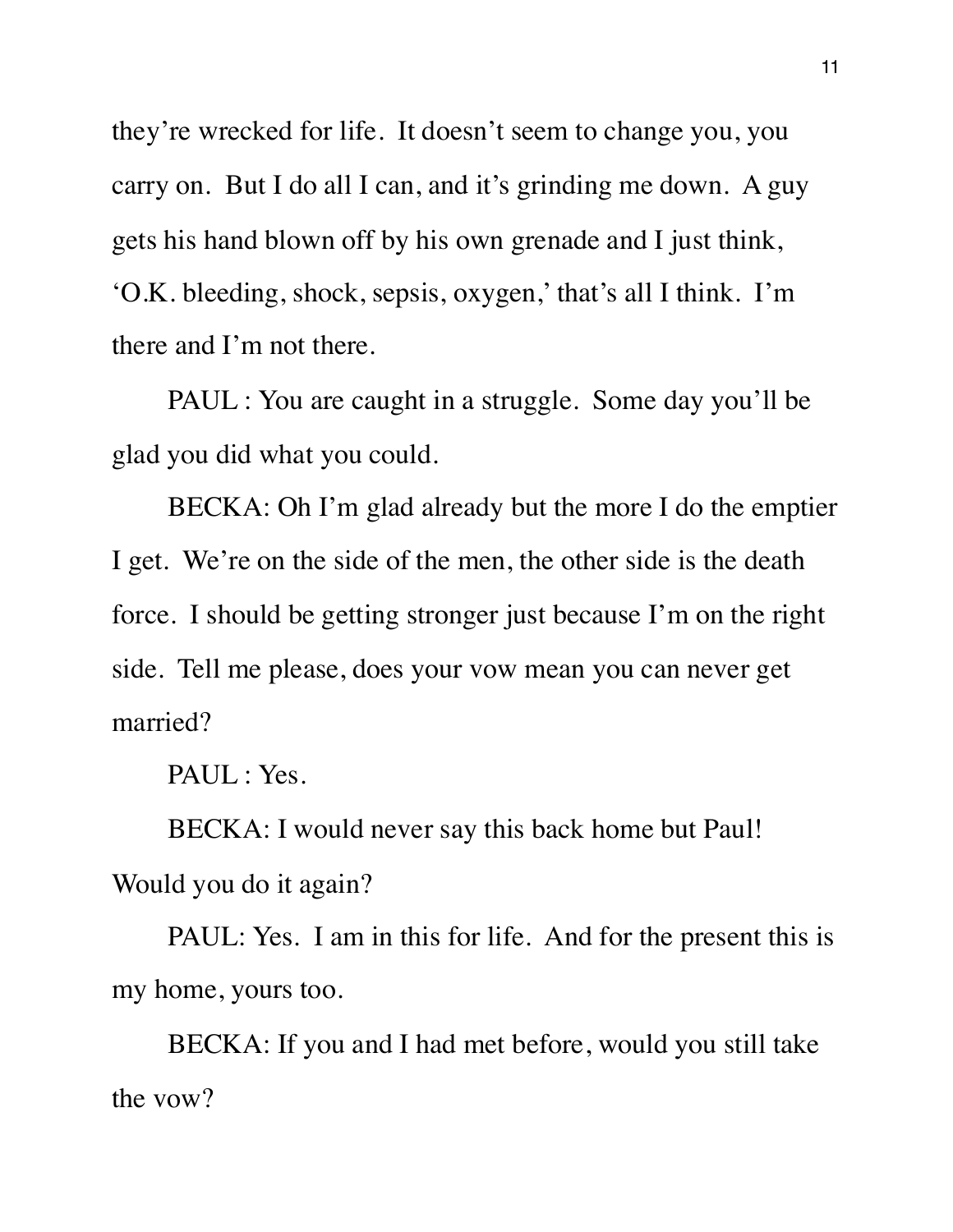they're wrecked for life. It doesn't seem to change you, you carry on. But I do all I can, and it's grinding me down. A guy gets his hand blown off by his own grenade and I just think, 'O.K. bleeding, shock, sepsis, oxygen,' that's all I think. I'm there and I'm not there.

PAUL : You are caught in a struggle. Some day you'll be glad you did what you could.

BECKA: Oh I'm glad already but the more I do the emptier I get. We're on the side of the men, the other side is the death force. I should be getting stronger just because I'm on the right side. Tell me please, does your vow mean you can never get married?

PAUL : Yes.

BECKA: I would never say this back home but Paul! Would you do it again?

PAUL: Yes. I am in this for life. And for the present this is my home, yours too.

BECKA: If you and I had met before, would you still take the vow?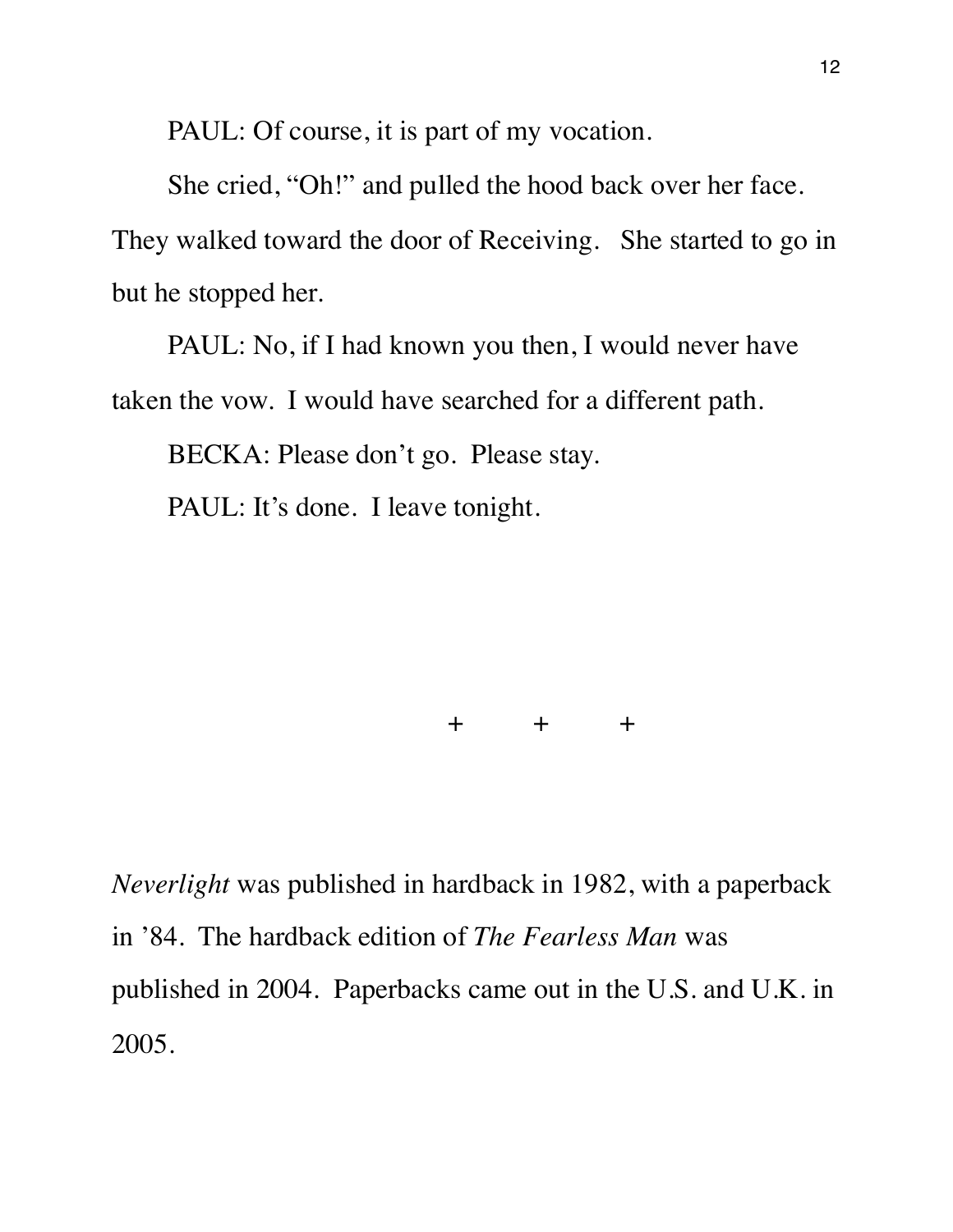PAUL: Of course, it is part of my vocation.

She cried, "Oh!" and pulled the hood back over her face. They walked toward the door of Receiving. She started to go in but he stopped her.

PAUL: No, if I had known you then, I would never have taken the vow. I would have searched for a different path.

BECKA: Please don't go. Please stay.

PAUL: It's done. I leave tonight.

\+ + +

*Neverlight* was published in hardback in 1982, with a paperback in '84. The hardback edition of *The Fearless Man* was published in 2004. Paperbacks came out in the U.S. and U.K. in 2005.